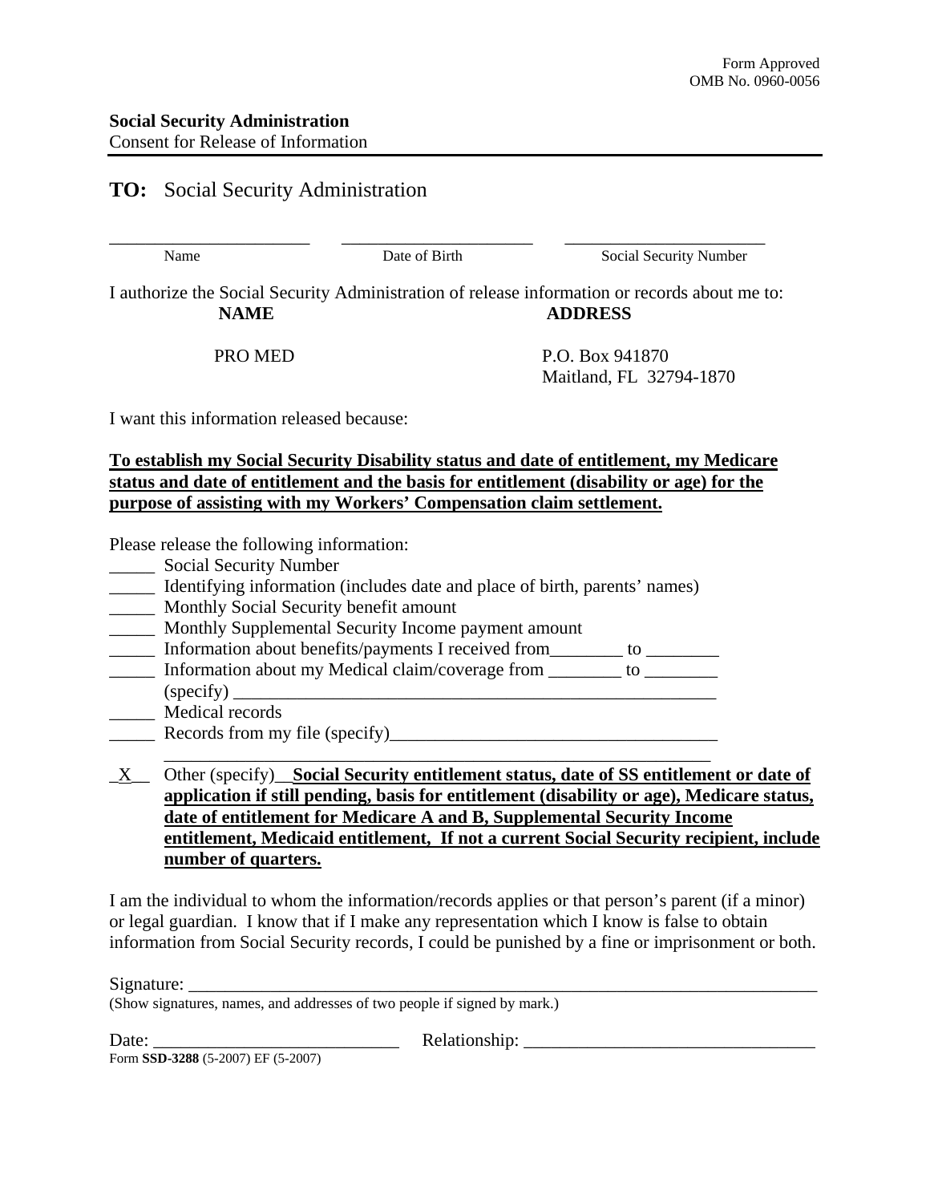Form Approved
OMB No. 0960-0056

**Social Security Administration**
Consent for Release of Information

## TO: Social Security Administration

| ______________________ | ______________________ | ______________________ |
|---|---|---|
| Name | Date of Birth | Social Security Number |

I authorize the Social Security Administration of release information or records about me to:

| **NAME** | **ADDRESS** |
|---|---|
| PRO MED | P.O. Box 941870<br>Maitland, FL 32794-1870 |

I want this information released because:

**To establish my Social Security Disability status and date of entitlement, my Medicare status and date of entitlement and the basis for entitlement (disability or age) for the purpose of assisting with my Workers' Compensation claim settlement.**

Please release the following information:

_____ Social Security Number
_____ Identifying information (includes date and place of birth, parents' names)
_____ Monthly Social Security benefit amount
_____ Monthly Supplemental Security Income payment amount
_____ Information about benefits/payments I received from________ to ________
_____ Information about my Medical claim/coverage from ________ to ________
(specify) ______________________________________________________
_____ Medical records
_____ Records from my file (specify)___________________________________
____________________________________________________________
_X__ Other (specify)__**Social Security entitlement status, date of SS entitlement or date of application if still pending, basis for entitlement (disability or age), Medicare status, date of entitlement for Medicare A and B, Supplemental Security Income entitlement, Medicaid entitlement, If not a current Social Security recipient, include number of quarters.**

I am the individual to whom the information/records applies or that person's parent (if a minor) or legal guardian. I know that if I make any representation which I know is false to obtain information from Social Security records, I could be punished by a fine or imprisonment or both.

Signature: ________________________________________________________________
(Show signatures, names, and addresses of two people if signed by mark.)

Date: ___________________________ Relationship: _______________________________

Form **SSD-3288** (5-2007) EF (5-2007)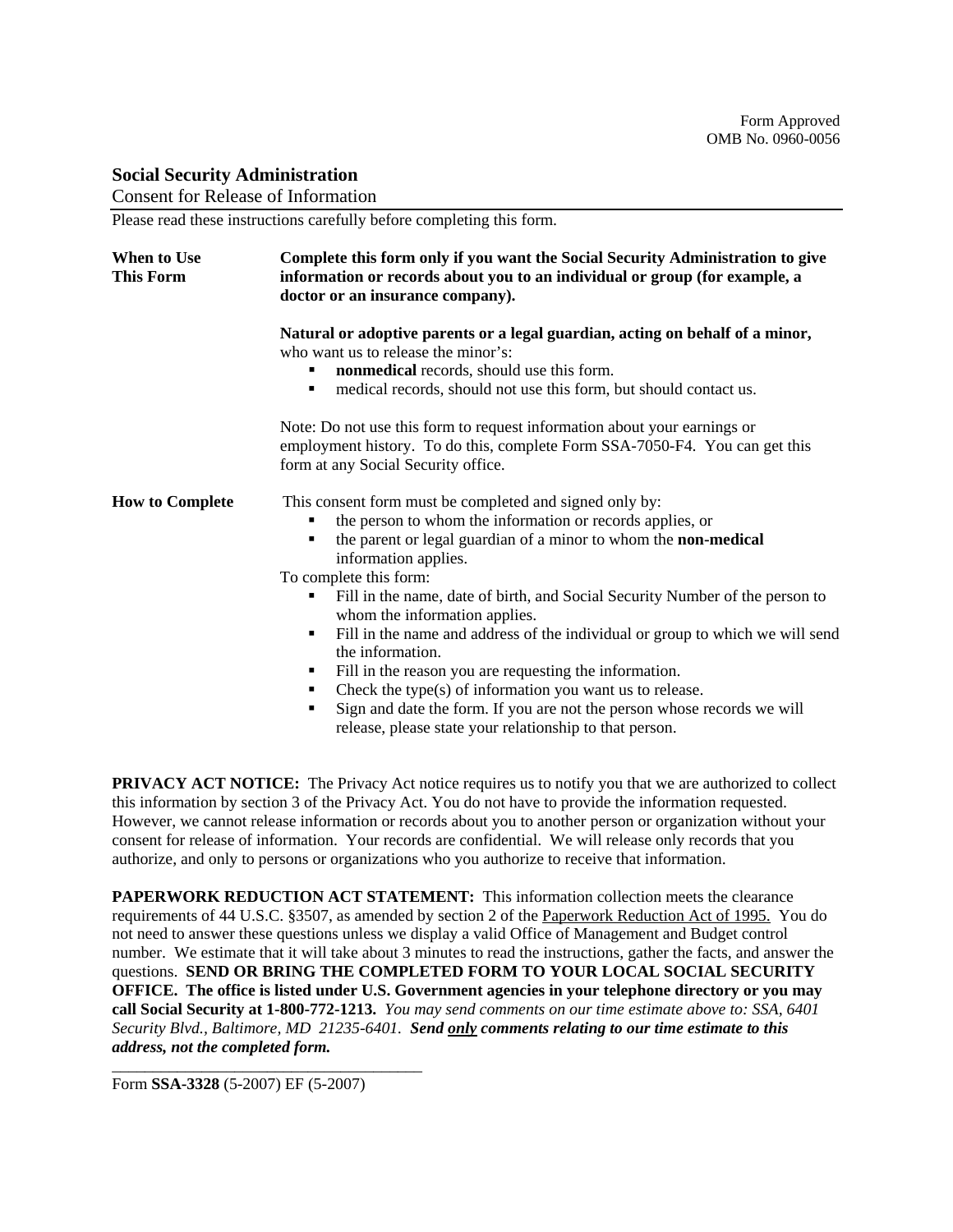Form Approved
OMB No. 0960-0056

**Social Security Administration**

Consent for Release of Information

Please read these instructions carefully before completing this form.

**When to Use This Form**

**Complete this form only if you want the Social Security Administration to give information or records about you to an individual or group (for example, a doctor or an insurance company).**

**Natural or adoptive parents or a legal guardian, acting on behalf of a minor,** who want us to release the minor's:

- **nonmedical** records, should use this form.
- medical records, should not use this form, but should contact us.

Note: Do not use this form to request information about your earnings or employment history. To do this, complete Form SSA-7050-F4. You can get this form at any Social Security office.

**How to Complete**

This consent form must be completed and signed only by:

- the person to whom the information or records applies, or
- the parent or legal guardian of a minor to whom the **non-medical** information applies.

To complete this form:

- Fill in the name, date of birth, and Social Security Number of the person to whom the information applies.
- Fill in the name and address of the individual or group to which we will send the information.
- Fill in the reason you are requesting the information.
- Check the type(s) of information you want us to release.
- Sign and date the form. If you are not the person whose records we will release, please state your relationship to that person.

**PRIVACY ACT NOTICE:** The Privacy Act notice requires us to notify you that we are authorized to collect this information by section 3 of the Privacy Act. You do not have to provide the information requested. However, we cannot release information or records about you to another person or organization without your consent for release of information. Your records are confidential. We will release only records that you authorize, and only to persons or organizations who you authorize to receive that information.

**PAPERWORK REDUCTION ACT STATEMENT:** This information collection meets the clearance requirements of 44 U.S.C. §3507, as amended by section 2 of the Paperwork Reduction Act of 1995. You do not need to answer these questions unless we display a valid Office of Management and Budget control number. We estimate that it will take about 3 minutes to read the instructions, gather the facts, and answer the questions. **SEND OR BRING THE COMPLETED FORM TO YOUR LOCAL SOCIAL SECURITY OFFICE. The office is listed under U.S. Government agencies in your telephone directory or you may call Social Security at 1-800-772-1213.** *You may send comments on our time estimate above to: SSA, 6401 Security Blvd., Baltimore, MD 21235-6401.* ***Send only comments relating to our time estimate to this address, not the completed form.***

Form **SSA-3328** (5-2007) EF (5-2007)